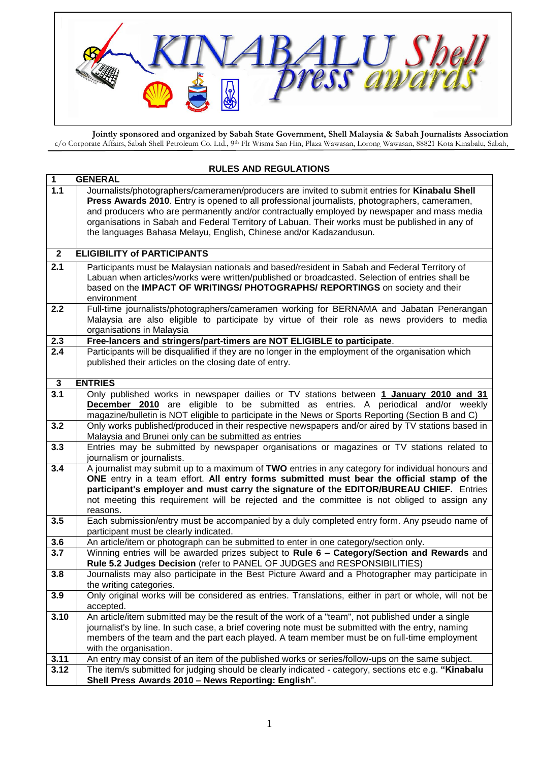# KINABALU Shell press awards

**Jointly sponsored and organized by Sabah State Government, Shell Malaysia & Sabah Journalists Association**
c/o Corporate Affairs, Sabah Shell Petroleum Co. Ltd., 9th Flr Wisma San Hin, Plaza Wawasan, Lorong Wawasan, 88821 Kota Kinabalu, Sabah,

## RULES AND REGULATIONS

| 1 | GENERAL |
|---|---|
| 1.1 | Journalists/photographers/cameramen/producers are invited to submit entries for **Kinabalu Shell Press Awards 2010**. Entry is opened to all professional journalists, photographers, cameramen, and producers who are permanently and/or contractually employed by newspaper and mass media organisations in Sabah and Federal Territory of Labuan. Their works must be published in any of the languages Bahasa Melayu, English, Chinese and/or Kadazandusun. |
| **2** | **ELIGIBILITY of PARTICIPANTS** |
| 2.1 | Participants must be Malaysian nationals and based/resident in Sabah and Federal Territory of Labuan when articles/works were written/published or broadcasted. Selection of entries shall be based on the **IMPACT OF WRITINGS/ PHOTOGRAPHS/ REPORTINGS** on society and their environment |
| 2.2 | Full-time journalists/photographers/cameramen working for BERNAMA and Jabatan Penerangan Malaysia are also eligible to participate by virtue of their role as news providers to media organisations in Malaysia |
| 2.3 | **Free-lancers and stringers/part-timers are NOT ELIGIBLE to participate**. |
| 2.4 | Participants will be disqualified if they are no longer in the employment of the organisation which published their articles on the closing date of entry. |
| **3** | **ENTRIES** |
| 3.1 | Only published works in newspaper dailies or TV stations between **1 January 2010 and 31 December 2010** are eligible to be submitted as entries. A periodical and/or weekly magazine/bulletin is NOT eligible to participate in the News or Sports Reporting (Section B and C) |
| 3.2 | Only works published/produced in their respective newspapers and/or aired by TV stations based in Malaysia and Brunei only can be submitted as entries |
| 3.3 | Entries may be submitted by newspaper organisations or magazines or TV stations related to journalism or journalists. |
| 3.4 | A journalist may submit up to a maximum of **TWO** entries in any category for individual honours and **ONE** entry in a team effort. **All entry forms submitted must bear the official stamp of the participant's employer and must carry the signature of the EDITOR/BUREAU CHIEF.** Entries not meeting this requirement will be rejected and the committee is not obliged to assign any reasons. |
| 3.5 | Each submission/entry must be accompanied by a duly completed entry form. Any pseudo name of participant must be clearly indicated. |
| 3.6 | An article/item or photograph can be submitted to enter in one category/section only. |
| 3.7 | Winning entries will be awarded prizes subject to **Rule 6 – Category/Section and Rewards** and **Rule 5.2 Judges Decision** (refer to PANEL OF JUDGES and RESPONSIBILITIES) |
| 3.8 | Journalists may also participate in the Best Picture Award and a Photographer may participate in the writing categories. |
| 3.9 | Only original works will be considered as entries. Translations, either in part or whole, will not be accepted. |
| 3.10 | An article/item submitted may be the result of the work of a "team", not published under a single journalist's by line. In such case, a brief covering note must be submitted with the entry, naming members of the team and the part each played. A team member must be on full-time employment with the organisation. |
| 3.11 | An entry may consist of an item of the published works or series/follow-ups on the same subject. |
| 3.12 | The item/s submitted for judging should be clearly indicated - category, sections etc e.g. **"Kinabalu Shell Press Awards 2010 – News Reporting: English**". |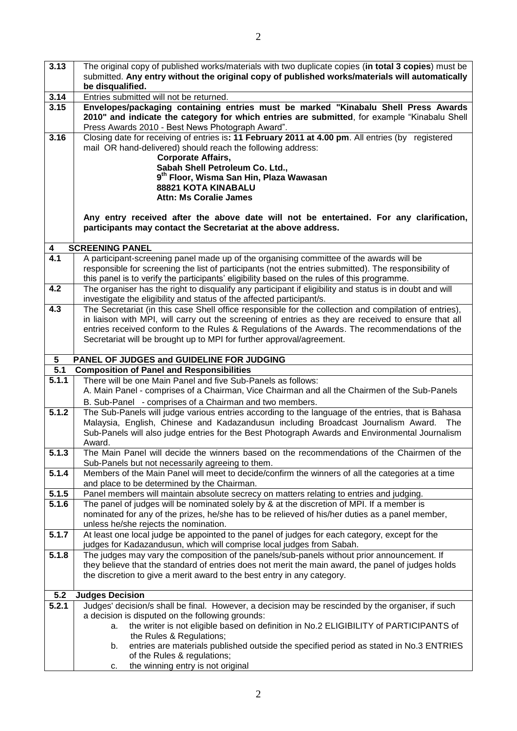| | |
|---|---|
| **3.13** | The original copy of published works/materials with two duplicate copies (**in total 3 copies**) must be submitted. **Any entry without the original copy of published works/materials will automatically be disqualified.** |
| **3.14** | Entries submitted will not be returned. |
| **3.15** | **Envelopes/packaging containing entries must be marked "Kinabalu Shell Press Awards 2010" and indicate the category for which entries are submitted**, for example "Kinabalu Shell Press Awards 2010 - Best News Photograph Award". |
| **3.16** | Closing date for receiving of entries is**: 11 February 2011 at 4.00 pm**. All entries (by registered mail OR hand-delivered) should reach the following address:<br>**Corporate Affairs,**<br>**Sabah Shell Petroleum Co. Ltd.,**<br>**9th Floor, Wisma San Hin, Plaza Wawasan**<br>**88821 KOTA KINABALU**<br>**Attn: Ms Coralie James**<br><br>**Any entry received after the above date will not be entertained. For any clarification, participants may contact the Secretariat at the above address.** |
| **4** | **SCREENING PANEL** |
| **4.1** | A participant-screening panel made up of the organising committee of the awards will be responsible for screening the list of participants (not the entries submitted). The responsibility of this panel is to verify the participants' eligibility based on the rules of this programme. |
| **4.2** | The organiser has the right to disqualify any participant if eligibility and status is in doubt and will investigate the eligibility and status of the affected participant/s. |
| **4.3** | The Secretariat (in this case Shell office responsible for the collection and compilation of entries), in liaison with MPI, will carry out the screening of entries as they are received to ensure that all entries received conform to the Rules & Regulations of the Awards. The recommendations of the Secretariat will be brought up to MPI for further approval/agreement. |
| **5** | **PANEL OF JUDGES and GUIDELINE FOR JUDGING** |
| **5.1** | **Composition of Panel and Responsibilities** |
| **5.1.1** | There will be one Main Panel and five Sub-Panels as follows:<br>A. Main Panel - comprises of a Chairman, Vice Chairman and all the Chairmen of the Sub-Panels<br>B. Sub-Panel - comprises of a Chairman and two members. |
| **5.1.2** | The Sub-Panels will judge various entries according to the language of the entries, that is Bahasa Malaysia, English, Chinese and Kadazandusun including Broadcast Journalism Award. The Sub-Panels will also judge entries for the Best Photograph Awards and Environmental Journalism Award. |
| **5.1.3** | The Main Panel will decide the winners based on the recommendations of the Chairmen of the Sub-Panels but not necessarily agreeing to them. |
| **5.1.4** | Members of the Main Panel will meet to decide/confirm the winners of all the categories at a time and place to be determined by the Chairman. |
| **5.1.5** | Panel members will maintain absolute secrecy on matters relating to entries and judging. |
| **5.1.6** | The panel of judges will be nominated solely by & at the discretion of MPI. If a member is nominated for any of the prizes, he/she has to be relieved of his/her duties as a panel member, unless he/she rejects the nomination. |
| **5.1.7** | At least one local judge be appointed to the panel of judges for each category, except for the judges for Kadazandusun, which will comprise local judges from Sabah. |
| **5.1.8** | The judges may vary the composition of the panels/sub-panels without prior announcement. If they believe that the standard of entries does not merit the main award, the panel of judges holds the discretion to give a merit award to the best entry in any category. |
| **5.2** | **Judges Decision** |
| **5.2.1** | Judges' decision/s shall be final. However, a decision may be rescinded by the organiser, if such a decision is disputed on the following grounds:<br>a. the writer is not eligible based on definition in No.2 ELIGIBILITY of PARTICIPANTS of the Rules & Regulations;<br>b. entries are materials published outside the specified period as stated in No.3 ENTRIES of the Rules & regulations;<br>c. the winning entry is not original |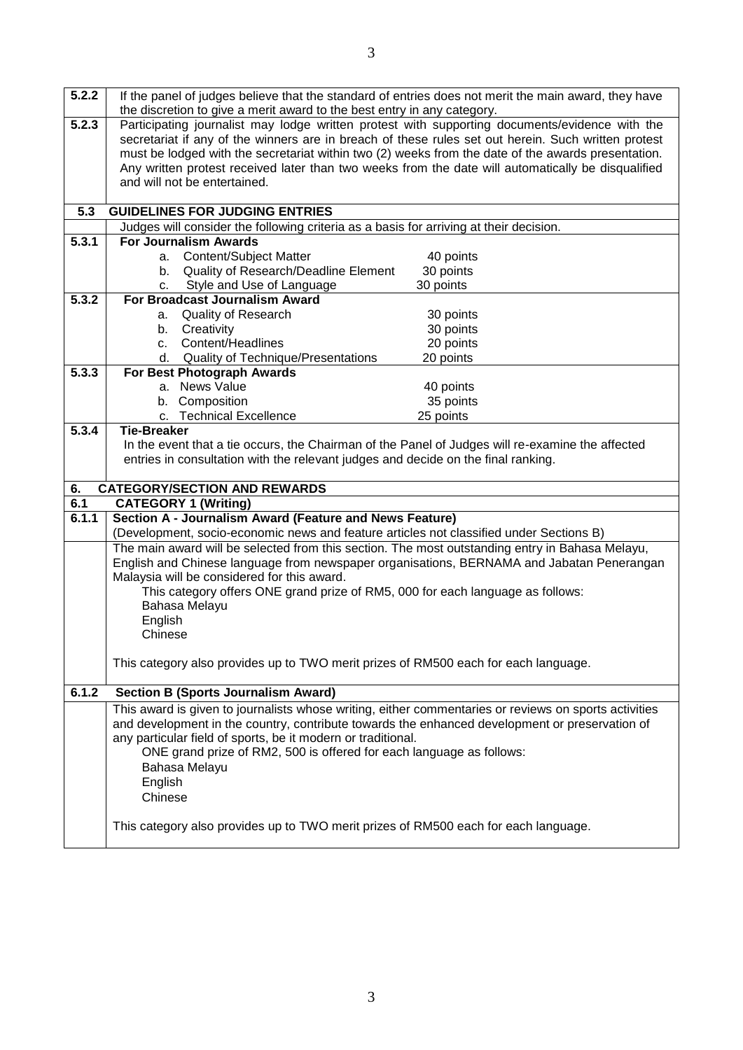**5.2.2** If the panel of judges believe that the standard of entries does not merit the main award, they have the discretion to give a merit award to the best entry in any category.

**5.2.3** Participating journalist may lodge written protest with supporting documents/evidence with the secretariat if any of the winners are in breach of these rules set out herein. Such written protest must be lodged with the secretariat within two (2) weeks from the date of the awards presentation. Any written protest received later than two weeks from the date will automatically be disqualified and will not be entertained.

## 5.3 GUIDELINES FOR JUDGING ENTRIES

Judges will consider the following criteria as a basis for arriving at their decision.

### 5.3.1 For Journalism Awards

| | Criteria | Points |
|---|---|---|
| a. | Content/Subject Matter | 40 points |
| b. | Quality of Research/Deadline Element | 30 points |
| c. | Style and Use of Language | 30 points |

### 5.3.2 For Broadcast Journalism Award

| | Criteria | Points |
|---|---|---|
| a. | Quality of Research | 30 points |
| b. | Creativity | 30 points |
| c. | Content/Headlines | 20 points |
| d. | Quality of Technique/Presentations | 20 points |

### 5.3.3 For Best Photograph Awards

| | Criteria | Points |
|---|---|---|
| a. | News Value | 40 points |
| b. | Composition | 35 points |
| c. | Technical Excellence | 25 points |

### 5.3.4 Tie-Breaker

In the event that a tie occurs, the Chairman of the Panel of Judges will re-examine the affected entries in consultation with the relevant judges and decide on the final ranking.

## 6. CATEGORY/SECTION AND REWARDS

### 6.1 CATEGORY 1 (Writing)

#### 6.1.1 Section A - Journalism Award (Feature and News Feature)

(Development, socio-economic news and feature articles not classified under Sections B)

The main award will be selected from this section. The most outstanding entry in Bahasa Melayu, English and Chinese language from newspaper organisations, BERNAMA and Jabatan Penerangan Malaysia will be considered for this award.

This category offers ONE grand prize of RM5, 000 for each language as follows:

- Bahasa Melayu
- English
- Chinese

This category also provides up to TWO merit prizes of RM500 each for each language.

#### 6.1.2 Section B (Sports Journalism Award)

This award is given to journalists whose writing, either commentaries or reviews on sports activities and development in the country, contribute towards the enhanced development or preservation of any particular field of sports, be it modern or traditional.

ONE grand prize of RM2, 500 is offered for each language as follows:

- Bahasa Melayu
- English
- Chinese

This category also provides up to TWO merit prizes of RM500 each for each language.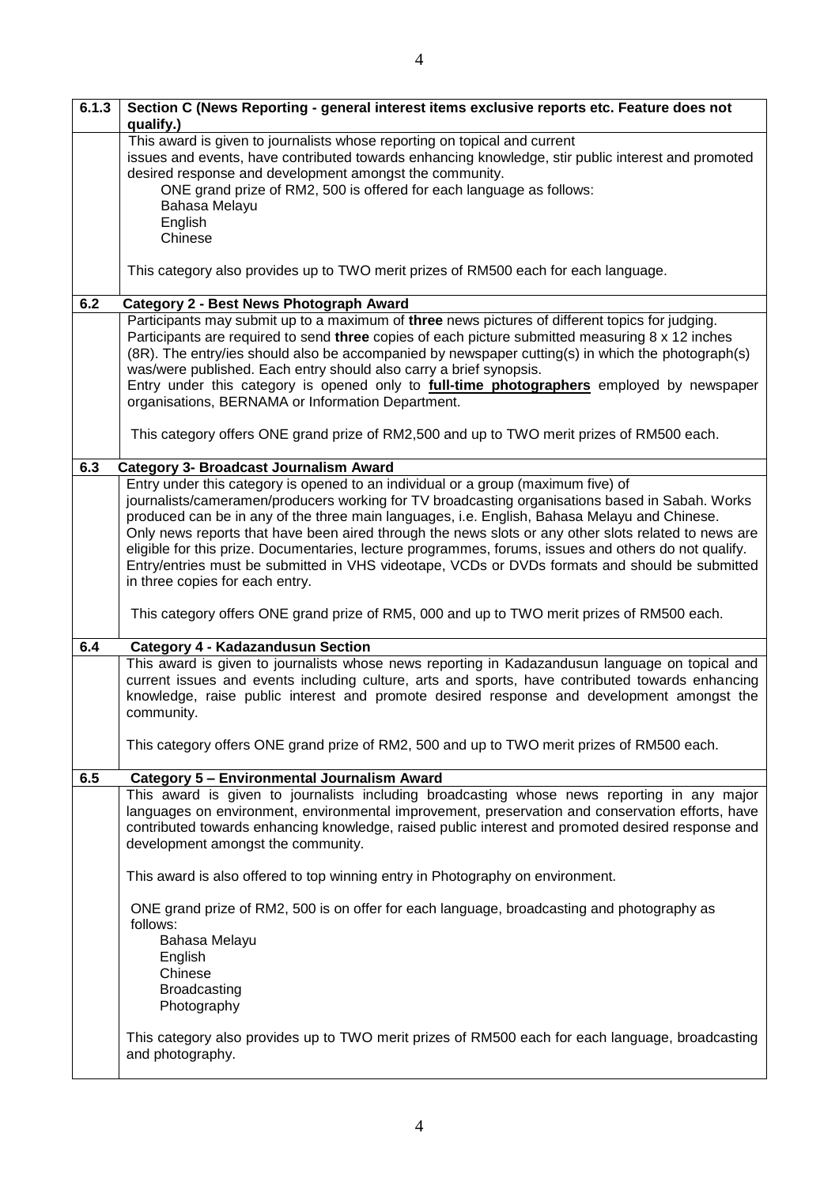| | |
|---|---|
| **6.1.3** | **Section C (News Reporting - general interest items exclusive reports etc. Feature does not qualify.)** |
| | This award is given to journalists whose reporting on topical and current issues and events, have contributed towards enhancing knowledge, stir public interest and promoted desired response and development amongst the community.<br>ONE grand prize of RM2, 500 is offered for each language as follows:<br>Bahasa Melayu<br>English<br>Chinese<br><br>This category also provides up to TWO merit prizes of RM500 each for each language. |
| **6.2** | **Category 2 - Best News Photograph Award** |
| | Participants may submit up to a maximum of **three** news pictures of different topics for judging. Participants are required to send **three** copies of each picture submitted measuring 8 x 12 inches (8R). The entry/ies should also be accompanied by newspaper cutting(s) in which the photograph(s) was/were published. Each entry should also carry a brief synopsis.<br>Entry under this category is opened only to **full-time photographers** employed by newspaper organisations, BERNAMA or Information Department.<br><br>This category offers ONE grand prize of RM2,500 and up to TWO merit prizes of RM500 each. |
| **6.3** | **Category 3- Broadcast Journalism Award** |
| | Entry under this category is opened to an individual or a group (maximum five) of journalists/cameramen/producers working for TV broadcasting organisations based in Sabah. Works produced can be in any of the three main languages, i.e. English, Bahasa Melayu and Chinese. Only news reports that have been aired through the news slots or any other slots related to news are eligible for this prize. Documentaries, lecture programmes, forums, issues and others do not qualify. Entry/entries must be submitted in VHS videotape, VCDs or DVDs formats and should be submitted in three copies for each entry.<br><br>This category offers ONE grand prize of RM5, 000 and up to TWO merit prizes of RM500 each. |
| **6.4** | **Category 4 - Kadazandusun Section** |
| | This award is given to journalists whose news reporting in Kadazandusun language on topical and current issues and events including culture, arts and sports, have contributed towards enhancing knowledge, raise public interest and promote desired response and development amongst the community.<br><br>This category offers ONE grand prize of RM2, 500 and up to TWO merit prizes of RM500 each. |
| **6.5** | **Category 5 – Environmental Journalism Award** |
| | This award is given to journalists including broadcasting whose news reporting in any major languages on environment, environmental improvement, preservation and conservation efforts, have contributed towards enhancing knowledge, raised public interest and promoted desired response and development amongst the community.<br><br>This award is also offered to top winning entry in Photography on environment.<br><br>ONE grand prize of RM2, 500 is on offer for each language, broadcasting and photography as follows:<br>Bahasa Melayu<br>English<br>Chinese<br>Broadcasting<br>Photography<br><br>This category also provides up to TWO merit prizes of RM500 each for each language, broadcasting and photography. |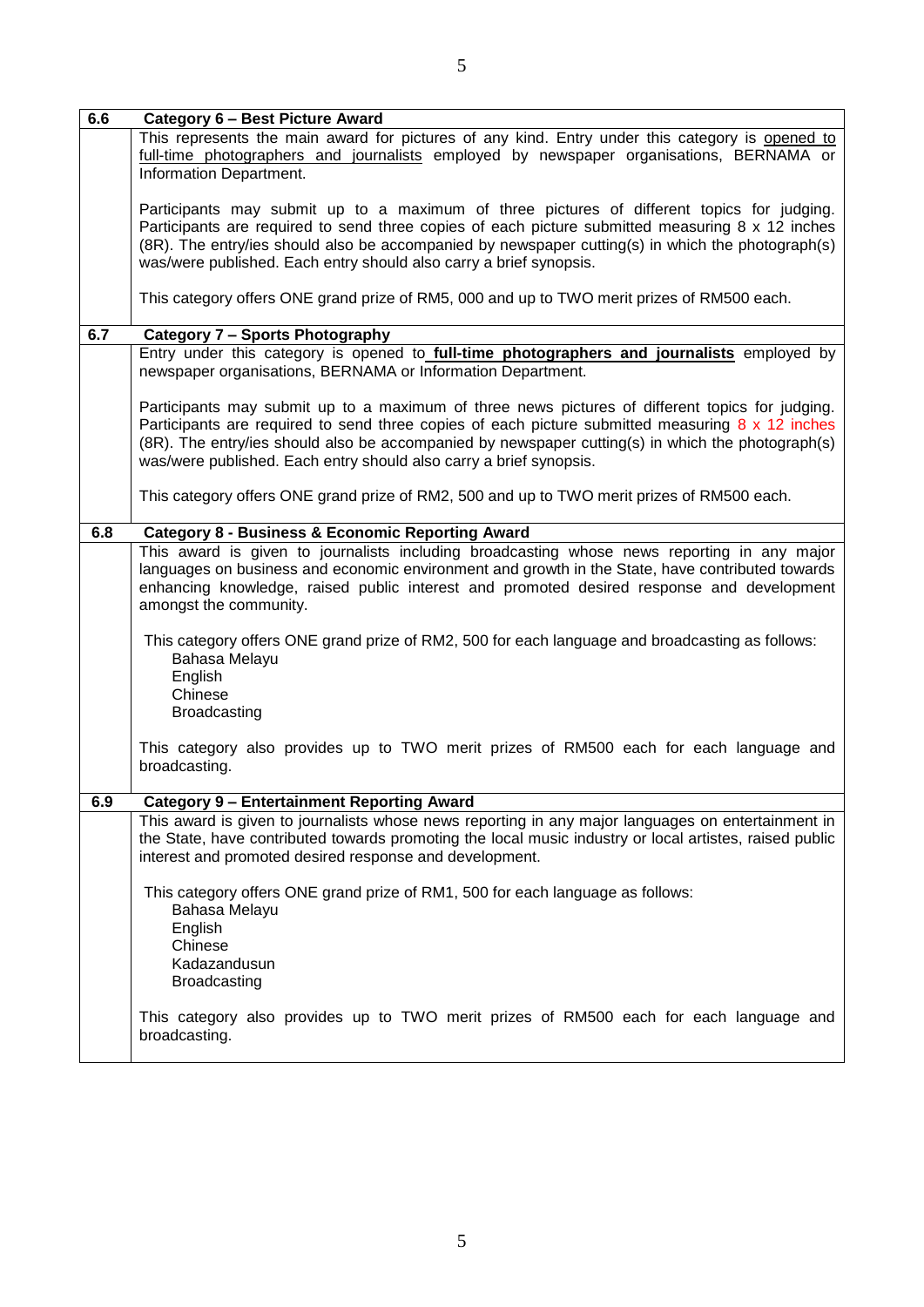| | |
|---|---|
| **6.6** | **Category 6 – Best Picture Award** |
| | This represents the main award for pictures of any kind. Entry under this category is opened to full-time photographers and journalists employed by newspaper organisations, BERNAMA or Information Department.<br><br>Participants may submit up to a maximum of three pictures of different topics for judging. Participants are required to send three copies of each picture submitted measuring 8 x 12 inches (8R). The entry/ies should also be accompanied by newspaper cutting(s) in which the photograph(s) was/were published. Each entry should also carry a brief synopsis.<br><br>This category offers ONE grand prize of RM5, 000 and up to TWO merit prizes of RM500 each. |
| **6.7** | **Category 7 – Sports Photography** |
| | Entry under this category is opened to **full-time photographers and journalists** employed by newspaper organisations, BERNAMA or Information Department.<br><br>Participants may submit up to a maximum of three news pictures of different topics for judging. Participants are required to send three copies of each picture submitted measuring 8 x 12 inches (8R). The entry/ies should also be accompanied by newspaper cutting(s) in which the photograph(s) was/were published. Each entry should also carry a brief synopsis.<br><br>This category offers ONE grand prize of RM2, 500 and up to TWO merit prizes of RM500 each. |
| **6.8** | **Category 8 - Business & Economic Reporting Award** |
| | This award is given to journalists including broadcasting whose news reporting in any major languages on business and economic environment and growth in the State, have contributed towards enhancing knowledge, raised public interest and promoted desired response and development amongst the community.<br><br>This category offers ONE grand prize of RM2, 500 for each language and broadcasting as follows:<br>Bahasa Melayu<br>English<br>Chinese<br>Broadcasting<br><br>This category also provides up to TWO merit prizes of RM500 each for each language and broadcasting. |
| **6.9** | **Category 9 – Entertainment Reporting Award** |
| | This award is given to journalists whose news reporting in any major languages on entertainment in the State, have contributed towards promoting the local music industry or local artistes, raised public interest and promoted desired response and development.<br><br>This category offers ONE grand prize of RM1, 500 for each language as follows:<br>Bahasa Melayu<br>English<br>Chinese<br>Kadazandusun<br>Broadcasting<br><br>This category also provides up to TWO merit prizes of RM500 each for each language and broadcasting. |